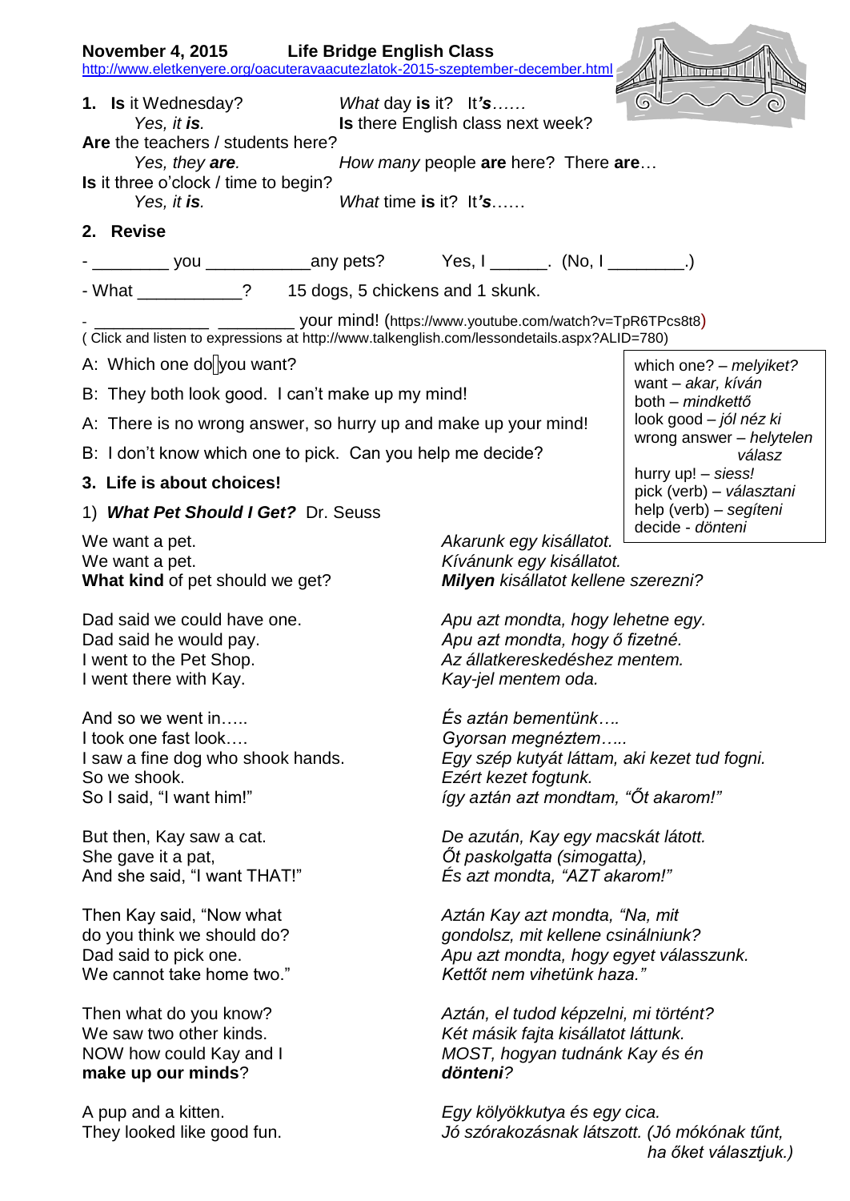**November 4, 2015 Life Bridge English Class**
http://www.eletkenyere.org/oacuteravaacutezlatok-2015-szeptember-december.html

1. **Is** it Wednesday? *What* day **is** it? It***'s**……*
   *Yes, it **is**.* **Is** there English class next week?

   **Are** the teachers / students here?
   *Yes, they **are**.* *How many* people **are** here? There **are**…

   **Is** it three o'clock / time to begin?
   *Yes, it **is**.* *What* time **is** it? It***'s***……

2. **Revise**

- ________ you ___________any pets? Yes, I ______. (No, I ________.)
- What ___________? 15 dogs, 5 chickens and 1 skunk.
- ____________ ________ your mind! (https://www.youtube.com/watch?v=TpR6TPcs8t8)

( Click and listen to expressions at http://www.talkenglish.com/lessondetails.aspx?ALID=780)

A: Which one do you want?

B: They both look good. I can't make up my mind!

A: There is no wrong answer, so hurry up and make up your mind!

B: I don't know which one to pick. Can you help me decide?

which one? – *melyiket?*
want – *akar, kíván*
both – *mindkettő*
look good – *jól néz ki*
wrong answer – *helytelen válasz*
hurry up! – *siess!*
pick (verb) – *választani*
help (verb) – *segíteni*
decide - *dönteni*

3. **Life is about choices!**

1) ***What Pet Should I Get?*** Dr. Seuss

We want a pet.
We want a pet.
**What kind** of pet should we get?

*Akarunk egy kisállatot.*
*Kívánunk egy kisállatot.*
***Milyen** kisállatot kellene szerezni?*

Dad said we could have one.
Dad said he would pay.
I went to the Pet Shop.
I went there with Kay.

*Apu azt mondta, hogy lehetne egy.*
*Apu azt mondta, hogy ő fizetné.*
*Az állatkereskedéshez mentem.*
*Kay-jel mentem oda.*

And so we went in…..
I took one fast look….
I saw a fine dog who shook hands.
So we shook.
So I said, "I want him!"

*És aztán bementünk….*
*Gyorsan megnéztem…..*
*Egy szép kutyát láttam, aki kezet tud fogni.*
*Ezért kezet fogtunk.*
*így aztán azt mondtam, "Őt akarom!"*

But then, Kay saw a cat.
She gave it a pat,
And she said, "I want THAT!"

*De azután, Kay egy macskát látott.*
*Őt paskolgatta (simogatta),*
*És azt mondta, "AZT akarom!"*

Then Kay said, "Now what
do you think we should do?
Dad said to pick one.
We cannot take home two."

*Aztán Kay azt mondta, "Na, mit*
*gondolsz, mit kellene csinálniunk?*
*Apu azt mondta, hogy egyet válasszunk.*
*Kettőt nem vihetünk haza."*

Then what do you know?
We saw two other kinds.
NOW how could Kay and I
**make up our minds**?

*Aztán, el tudod képzelni, mi történt?*
*Két másik fajta kisállatot láttunk.*
*MOST, hogyan tudnánk Kay és én*
***dönteni**?*

A pup and a kitten.
They looked like good fun.

*Egy kölyökkutya és egy cica.*
*Jó szórakozásnak látszott. (Jó mókónak tűnt, ha őket választjuk.)*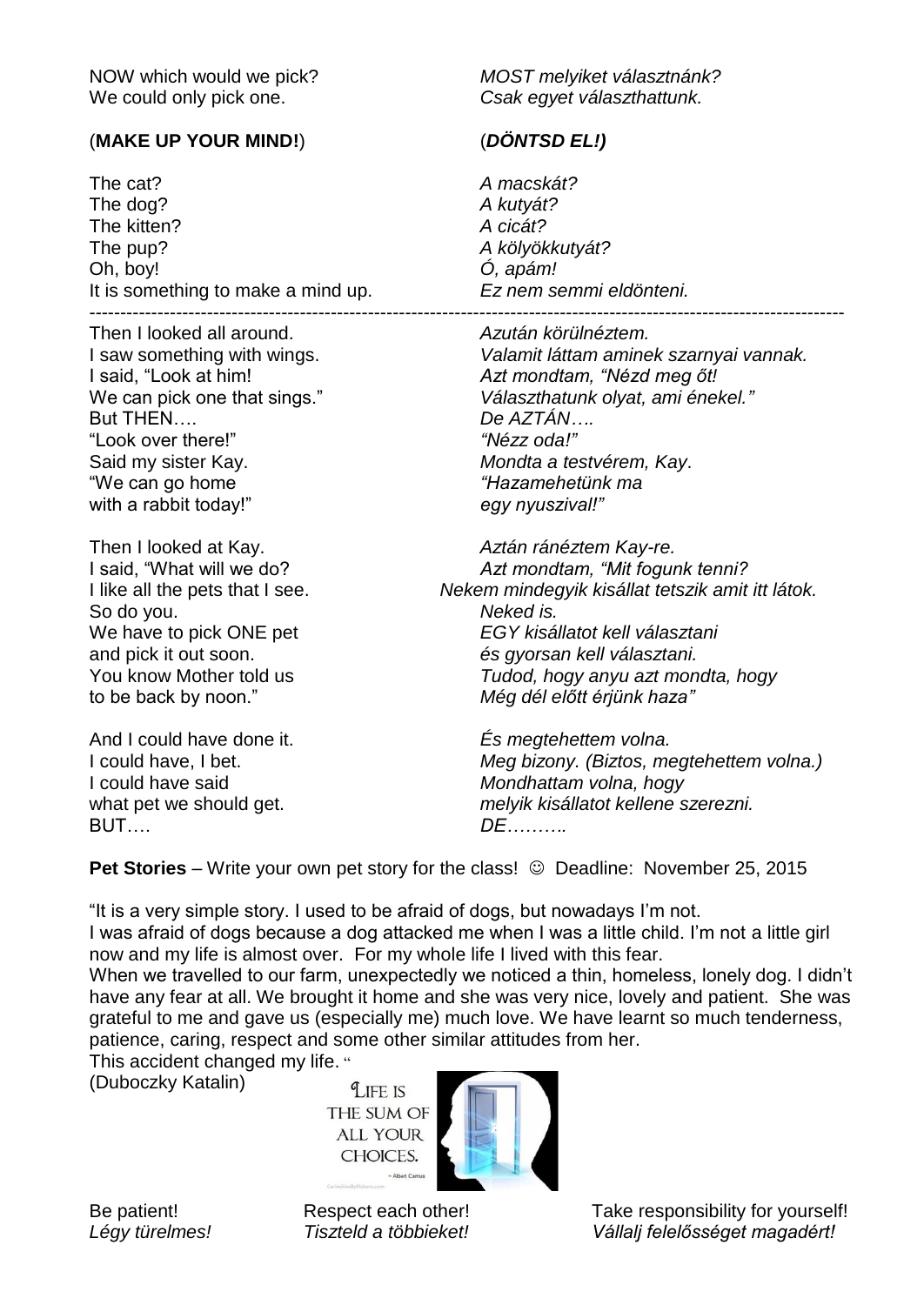NOW which would we pick?
We could only pick one.

*MOST melyiket választnánk?*
*Csak egyet választhattunk.*

(**MAKE UP YOUR MIND!**)

(***DÖNTSD EL!)***

The cat?
The dog?
The kitten?
The pup?
Oh, boy!
It is something to make a mind up.

*A macskát?*
*A kutyát?*
*A cicát?*
*A kölyökkutyát?*
*Ó, apám!*
*Ez nem semmi eldönteni.*

---

Then I looked all around.
I saw something with wings.
I said, "Look at him!
We can pick one that sings."
But THEN….
"Look over there!"
Said my sister Kay.
"We can go home
with a rabbit today!"

*Azután körülnéztem.*
*Valamit láttam aminek szarnyai vannak.*
*Azt mondtam, "Nézd meg őt!*
*Választhatunk olyat, ami énekel."*
*De AZTÁN….*
*"Nézz oda!"*
*Mondta a testvérem, Kay.*
*"Hazamehetünk ma*
*egy nyuszival!"*

Then I looked at Kay.
I said, "What will we do?
I like all the pets that I see.
So do you.
We have to pick ONE pet
and pick it out soon.
You know Mother told us
to be back by noon."

*Aztán ránéztem Kay-re.*
*Azt mondtam, "Mit fogunk tenni?*
*Nekem mindegyik kisállat tetszik amit itt látok.*
*Neked is.*
*EGY kisállatot kell választani*
*és gyorsan kell választani.*
*Tudod, hogy anyu azt mondta, hogy*
*Még dél előtt érjünk haza"*

And I could have done it.
I could have, I bet.
I could have said
what pet we should get.
BUT….

*És megtehettem volna.*
*Meg bizony. (Biztos, megtehettem volna.)*
*Mondhattam volna, hogy*
*melyik kisállatot kellene szerezni.*
*DE……….*

**Pet Stories** – Write your own pet story for the class! ☺ Deadline: November 25, 2015

"It is a very simple story. I used to be afraid of dogs, but nowadays I'm not.
I was afraid of dogs because a dog attacked me when I was a little child. I'm not a little girl now and my life is almost over. For my whole life I lived with this fear.
When we travelled to our farm, unexpectedly we noticed a thin, homeless, lonely dog. I didn't have any fear at all. We brought it home and she was very nice, lovely and patient. She was grateful to me and gave us (especially me) much love. We have learnt so much tenderness, patience, caring, respect and some other similar attitudes from her.
This accident changed my life. "
(Duboczky Katalin)

LIFE IS THE SUM OF ALL YOUR CHOICES.
~ Albert Camus

Be patient!
*Légy türelmes!*

Respect each other!
*Tiszteld a többieket!*

Take responsibility for yourself!
*Vállalj felelősséget magadért!*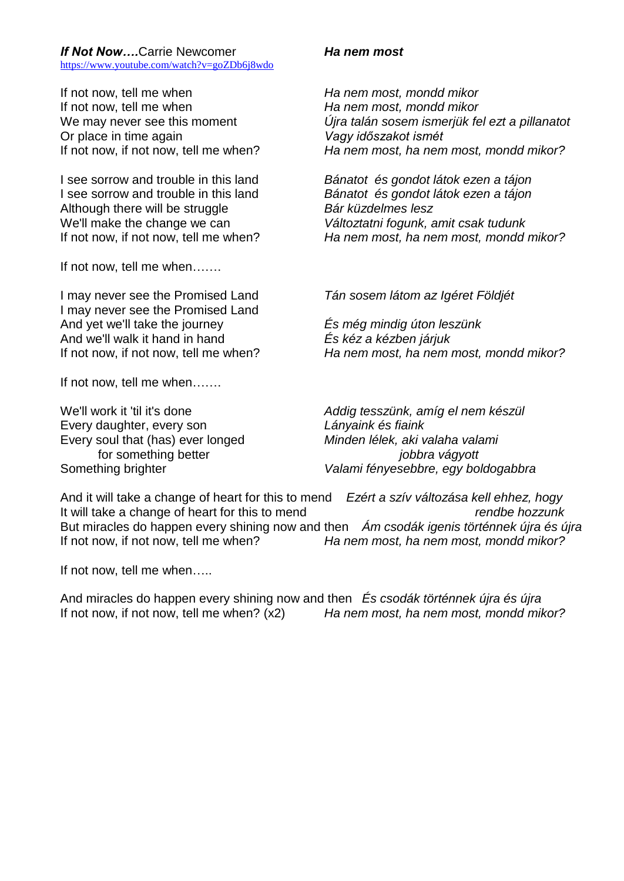***If Not Now….*** Carrie Newcomer
https://www.youtube.com/watch?v=goZDb6j8wdo

***Ha nem most***

| | |
|---|---|
| If not now, tell me when | *Ha nem most, mondd mikor* |
| If not now, tell me when | *Ha nem most, mondd mikor* |
| We may never see this moment | *Újra talán sosem ismerjük fel ezt a pillanatot* |
| Or place in time again | *Vagy időszakot ismét* |
| If not now, if not now, tell me when? | *Ha nem most, ha nem most, mondd mikor?* |
| | |
| I see sorrow and trouble in this land | *Bánatot és gondot látok ezen a tájon* |
| I see sorrow and trouble in this land | *Bánatot és gondot látok ezen a tájon* |
| Although there will be struggle | *Bár küzdelmes lesz* |
| We'll make the change we can | *Változtatni fogunk, amit csak tudunk* |
| If not now, if not now, tell me when? | *Ha nem most, ha nem most, mondd mikor?* |
| | |
| If not now, tell me when……. | |
| | |
| I may never see the Promised Land | *Tán sosem látom az Igéret Földjét* |
| I may never see the Promised Land | |
| And yet we'll take the journey | *És még mindig úton leszünk* |
| And we'll walk it hand in hand | *És kéz a kézben járjuk* |
| If not now, if not now, tell me when? | *Ha nem most, ha nem most, mondd mikor?* |
| | |
| If not now, tell me when……. | |
| | |
| We'll work it 'til it's done | *Addig tesszünk, amíg el nem készül* |
| Every daughter, every son | *Lányaink és fiaink* |
| Every soul that (has) ever longed for something better | *Minden lélek, aki valaha valami jobbra vágyott* |
| Something brighter | *Valami fényesebbre, egy boldogabbra* |
| | |
| And it will take a change of heart for this to mend | *Ezért a szív változása kell ehhez, hogy rendbe hozzunk* |
| It will take a change of heart for this to mend | |
| But miracles do happen every shining now and then | *Ám csodák igenis történnek újra és újra* |
| If not now, if not now, tell me when? | *Ha nem most, ha nem most, mondd mikor?* |
| | |
| If not now, tell me when….. | |
| | |
| And miracles do happen every shining now and then | *És csodák történnek újra és újra* |
| If not now, if not now, tell me when? (x2) | *Ha nem most, ha nem most, mondd mikor?* |